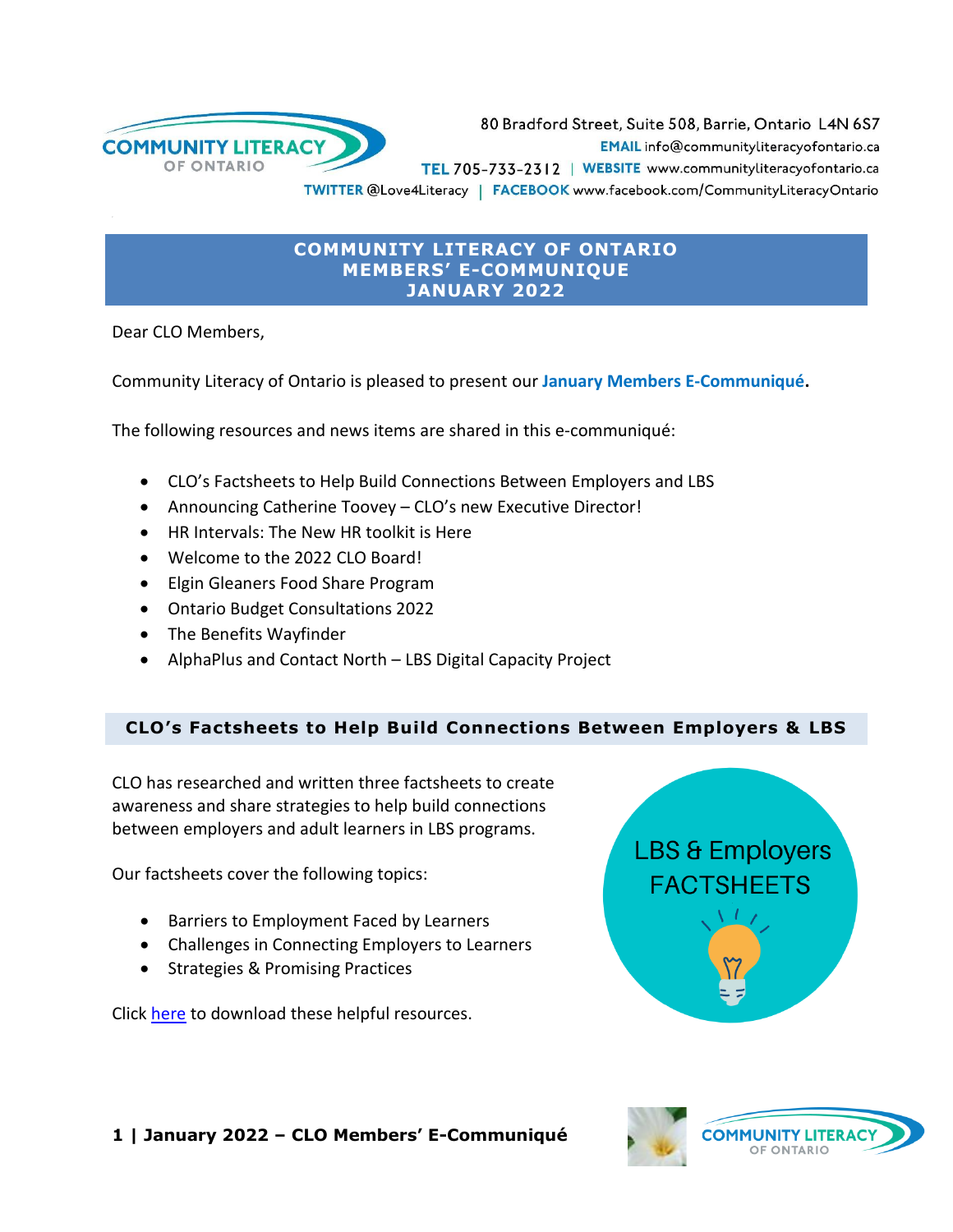80 Bradford Street, Suite 508, Barrie, Ontario L4N 6S7
**EMAIL** info@communityliteracyofontario.ca
**TEL** 705-733-2312 | **WEBSITE** www.communityliteracyofontario.ca
**TWITTER** @Love4Literacy | **FACEBOOK** www.facebook.com/CommunityLiteracyOntario

# COMMUNITY LITERACY OF ONTARIO MEMBERS' E-COMMUNIQUE JANUARY 2022

Dear CLO Members,

Community Literacy of Ontario is pleased to present our **January Members E-Communiqué.**

The following resources and news items are shared in this e-communiqué:

- CLO's Factsheets to Help Build Connections Between Employers and LBS
- Announcing Catherine Toovey – CLO's new Executive Director!
- HR Intervals: The New HR toolkit is Here
- Welcome to the 2022 CLO Board!
- Elgin Gleaners Food Share Program
- Ontario Budget Consultations 2022
- The Benefits Wayfinder
- AlphaPlus and Contact North – LBS Digital Capacity Project

## CLO's Factsheets to Help Build Connections Between Employers & LBS

CLO has researched and written three factsheets to create awareness and share strategies to help build connections between employers and adult learners in LBS programs.

Our factsheets cover the following topics:

- Barriers to Employment Faced by Learners
- Challenges in Connecting Employers to Learners
- Strategies & Promising Practices

LBS & Employers FACTSHEETS

Click here to download these helpful resources.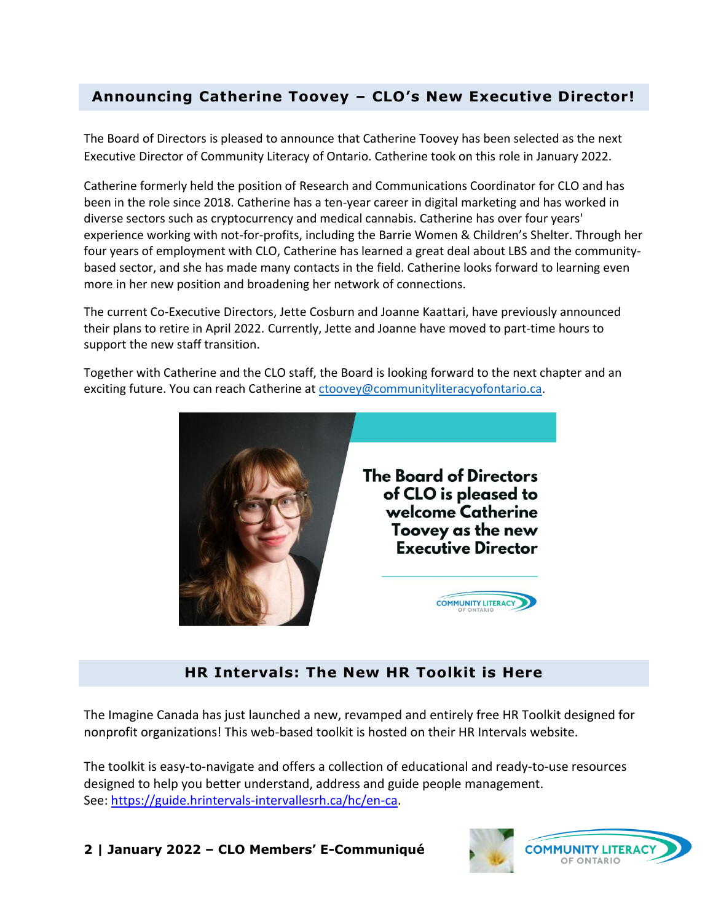## Announcing Catherine Toovey – CLO's New Executive Director!

The Board of Directors is pleased to announce that Catherine Toovey has been selected as the next Executive Director of Community Literacy of Ontario. Catherine took on this role in January 2022.

Catherine formerly held the position of Research and Communications Coordinator for CLO and has been in the role since 2018. Catherine has a ten-year career in digital marketing and has worked in diverse sectors such as cryptocurrency and medical cannabis. Catherine has over four years' experience working with not-for-profits, including the Barrie Women & Children's Shelter. Through her four years of employment with CLO, Catherine has learned a great deal about LBS and the community-based sector, and she has made many contacts in the field. Catherine looks forward to learning even more in her new position and broadening her network of connections.

The current Co-Executive Directors, Jette Cosburn and Joanne Kaattari, have previously announced their plans to retire in April 2022. Currently, Jette and Joanne have moved to part-time hours to support the new staff transition.

Together with Catherine and the CLO staff, the Board is looking forward to the next chapter and an exciting future. You can reach Catherine at ctoovey@communityliteracyofontario.ca.

The Board of Directors of CLO is pleased to welcome Catherine Toovey as the new Executive Director

## HR Intervals: The New HR Toolkit is Here

The Imagine Canada has just launched a new, revamped and entirely free HR Toolkit designed for nonprofit organizations! This web-based toolkit is hosted on their HR Intervals website.

The toolkit is easy-to-navigate and offers a collection of educational and ready-to-use resources designed to help you better understand, address and guide people management. See: https://guide.hrintervals-intervallesrh.ca/hc/en-ca.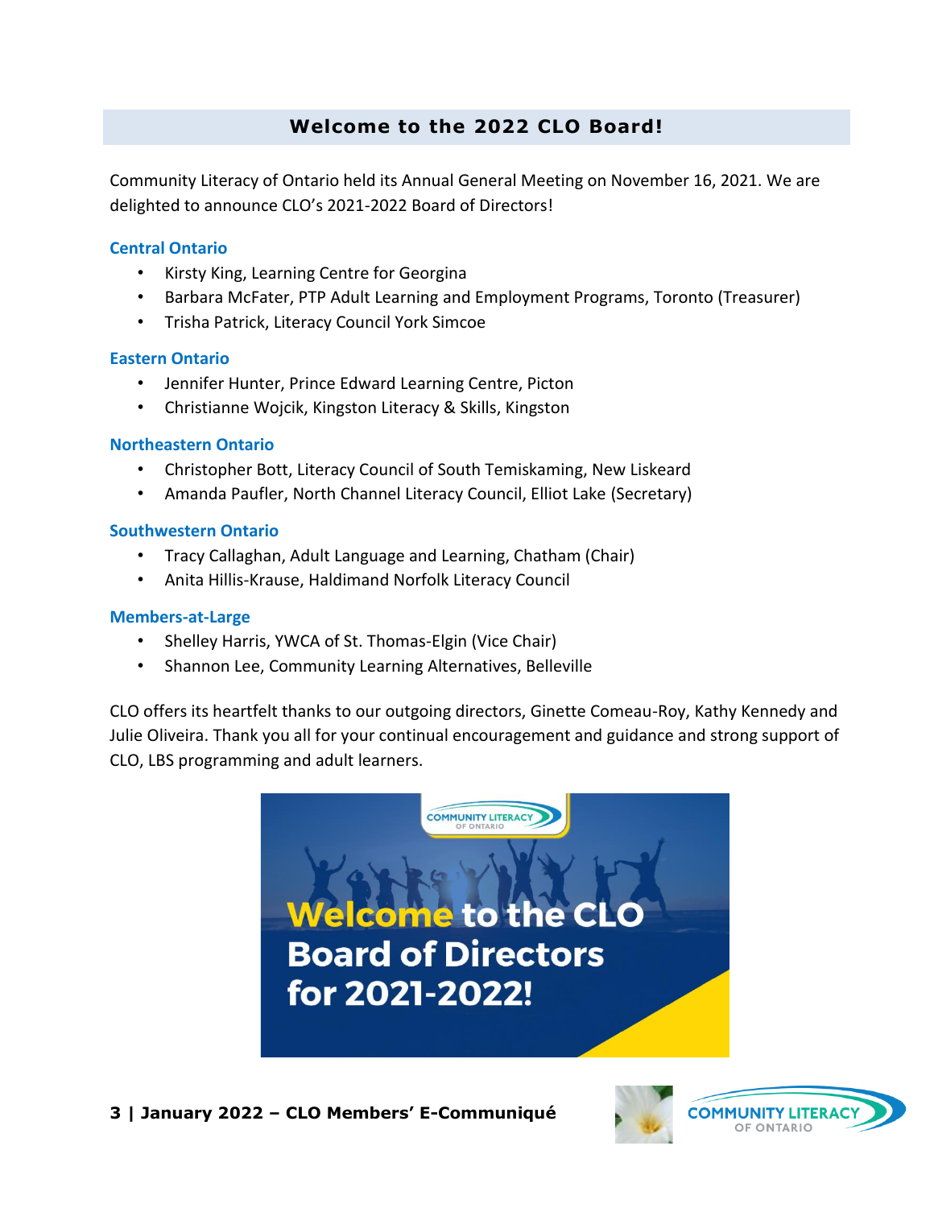## Welcome to the 2022 CLO Board!

Community Literacy of Ontario held its Annual General Meeting on November 16, 2021. We are delighted to announce CLO's 2021-2022 Board of Directors!

### Central Ontario

- Kirsty King, Learning Centre for Georgina
- Barbara McFater, PTP Adult Learning and Employment Programs, Toronto (Treasurer)
- Trisha Patrick, Literacy Council York Simcoe

### Eastern Ontario

- Jennifer Hunter, Prince Edward Learning Centre, Picton
- Christianne Wojcik, Kingston Literacy & Skills, Kingston

### Northeastern Ontario

- Christopher Bott, Literacy Council of South Temiskaming, New Liskeard
- Amanda Paufler, North Channel Literacy Council, Elliot Lake (Secretary)

### Southwestern Ontario

- Tracy Callaghan, Adult Language and Learning, Chatham (Chair)
- Anita Hillis-Krause, Haldimand Norfolk Literacy Council

### Members-at-Large

- Shelley Harris, YWCA of St. Thomas-Elgin (Vice Chair)
- Shannon Lee, Community Learning Alternatives, Belleville

CLO offers its heartfelt thanks to our outgoing directors, Ginette Comeau-Roy, Kathy Kennedy and Julie Oliveira. Thank you all for your continual encouragement and guidance and strong support of CLO, LBS programming and adult learners.

Welcome to the CLO Board of Directors for 2021-2022!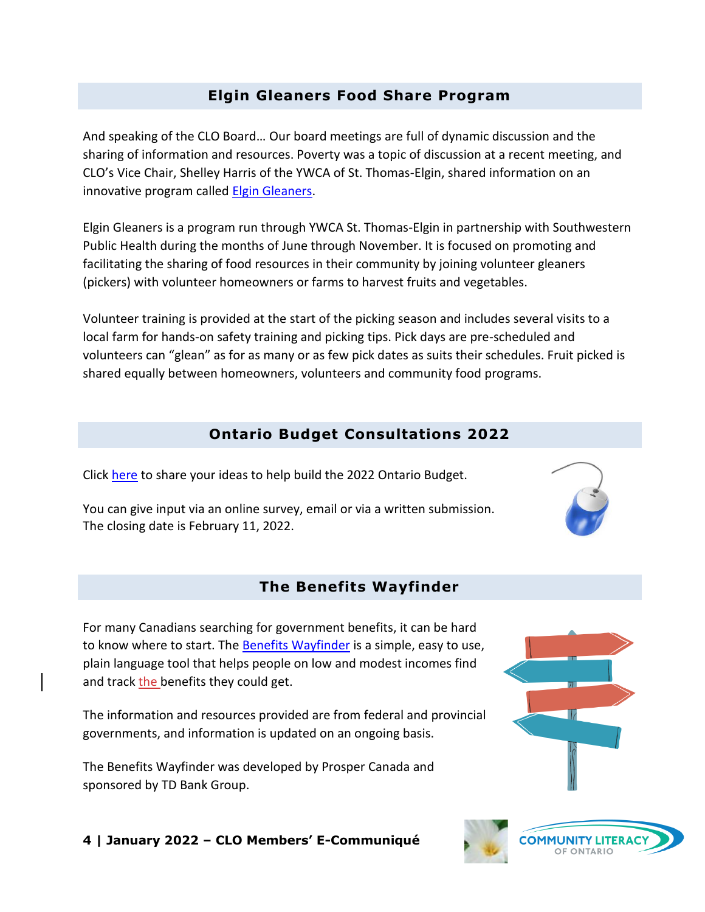## Elgin Gleaners Food Share Program

And speaking of the CLO Board… Our board meetings are full of dynamic discussion and the sharing of information and resources. Poverty was a topic of discussion at a recent meeting, and CLO's Vice Chair, Shelley Harris of the YWCA of St. Thomas-Elgin, shared information on an innovative program called Elgin Gleaners.

Elgin Gleaners is a program run through YWCA St. Thomas-Elgin in partnership with Southwestern Public Health during the months of June through November. It is focused on promoting and facilitating the sharing of food resources in their community by joining volunteer gleaners (pickers) with volunteer homeowners or farms to harvest fruits and vegetables.

Volunteer training is provided at the start of the picking season and includes several visits to a local farm for hands-on safety training and picking tips. Pick days are pre-scheduled and volunteers can "glean" as for as many or as few pick dates as suits their schedules. Fruit picked is shared equally between homeowners, volunteers and community food programs.

## Ontario Budget Consultations 2022

Click here to share your ideas to help build the 2022 Ontario Budget.

You can give input via an online survey, email or via a written submission. The closing date is February 11, 2022.

## The Benefits Wayfinder

For many Canadians searching for government benefits, it can be hard to know where to start. The Benefits Wayfinder is a simple, easy to use, plain language tool that helps people on low and modest incomes find and track the benefits they could get.

The information and resources provided are from federal and provincial governments, and information is updated on an ongoing basis.

The Benefits Wayfinder was developed by Prosper Canada and sponsored by TD Bank Group.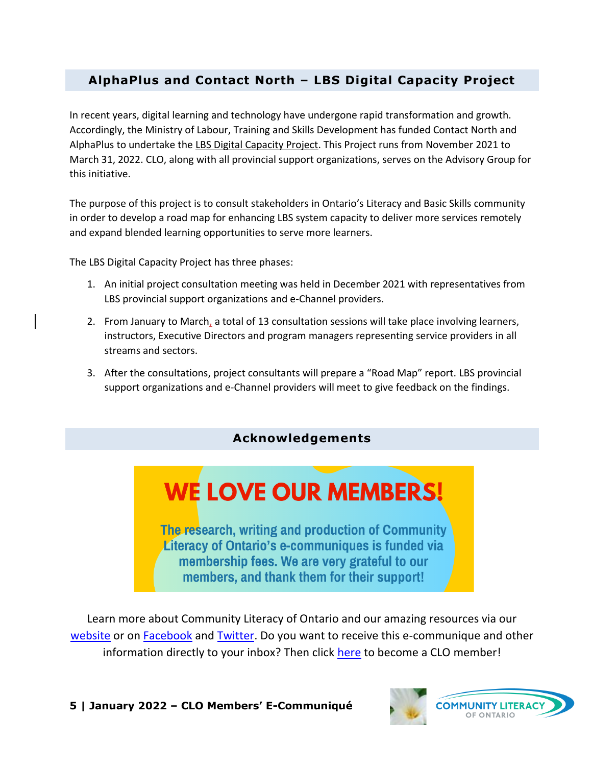## AlphaPlus and Contact North – LBS Digital Capacity Project

In recent years, digital learning and technology have undergone rapid transformation and growth. Accordingly, the Ministry of Labour, Training and Skills Development has funded Contact North and AlphaPlus to undertake the LBS Digital Capacity Project. This Project runs from November 2021 to March 31, 2022. CLO, along with all provincial support organizations, serves on the Advisory Group for this initiative.

The purpose of this project is to consult stakeholders in Ontario's Literacy and Basic Skills community in order to develop a road map for enhancing LBS system capacity to deliver more services remotely and expand blended learning opportunities to serve more learners.

The LBS Digital Capacity Project has three phases:

1. An initial project consultation meeting was held in December 2021 with representatives from LBS provincial support organizations and e-Channel providers.
2. From January to March, a total of 13 consultation sessions will take place involving learners, instructors, Executive Directors and program managers representing service providers in all streams and sectors.
3. After the consultations, project consultants will prepare a "Road Map" report. LBS provincial support organizations and e-Channel providers will meet to give feedback on the findings.

## Acknowledgements

**WE LOVE OUR MEMBERS!**

**The research, writing and production of Community Literacy of Ontario's e-communiques is funded via membership fees. We are very grateful to our members, and thank them for their support!**

Learn more about Community Literacy of Ontario and our amazing resources via our website or on Facebook and Twitter. Do you want to receive this e-communique and other information directly to your inbox? Then click here to become a CLO member!